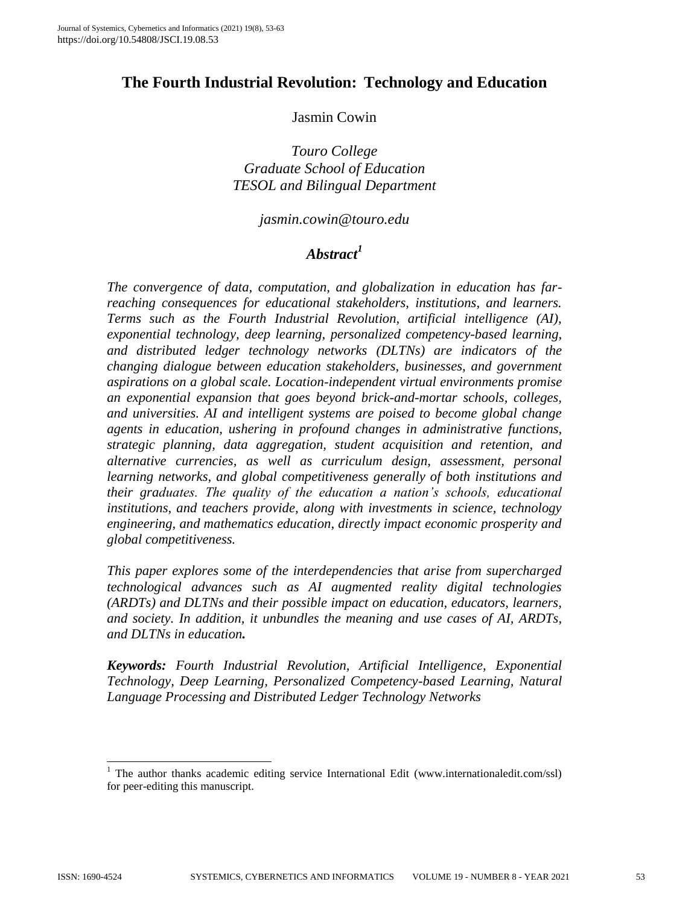# The Fourth Industrial Revolution: Technology and Education

Jasmin Cowin

*Touro College*
*Graduate School of Education*
*TESOL and Bilingual Department*

*jasmin.cowin@touro.edu*

## *Abstract*[1]

*The convergence of data, computation, and globalization in education has far-reaching consequences for educational stakeholders, institutions, and learners. Terms such as the Fourth Industrial Revolution, artificial intelligence (AI), exponential technology, deep learning, personalized competency-based learning, and distributed ledger technology networks (DLTNs) are indicators of the changing dialogue between education stakeholders, businesses, and government aspirations on a global scale. Location-independent virtual environments promise an exponential expansion that goes beyond brick-and-mortar schools, colleges, and universities. AI and intelligent systems are poised to become global change agents in education, ushering in profound changes in administrative functions, strategic planning, data aggregation, student acquisition and retention, and alternative currencies, as well as curriculum design, assessment, personal learning networks, and global competitiveness generally of both institutions and their graduates. The quality of the education a nation's schools, educational institutions, and teachers provide, along with investments in science, technology engineering, and mathematics education, directly impact economic prosperity and global competitiveness.*

*This paper explores some of the interdependencies that arise from supercharged technological advances such as AI augmented reality digital technologies (ARDTs) and DLTNs and their possible impact on education, educators, learners, and society. In addition, it unbundles the meaning and use cases of AI, ARDTs, and DLTNs in education.*

***Keywords:*** *Fourth Industrial Revolution, Artificial Intelligence, Exponential Technology, Deep Learning, Personalized Competency-based Learning, Natural Language Processing and Distributed Ledger Technology Networks*

---

[1] The author thanks academic editing service International Edit (www.internationaledit.com/ssl) for peer-editing this manuscript.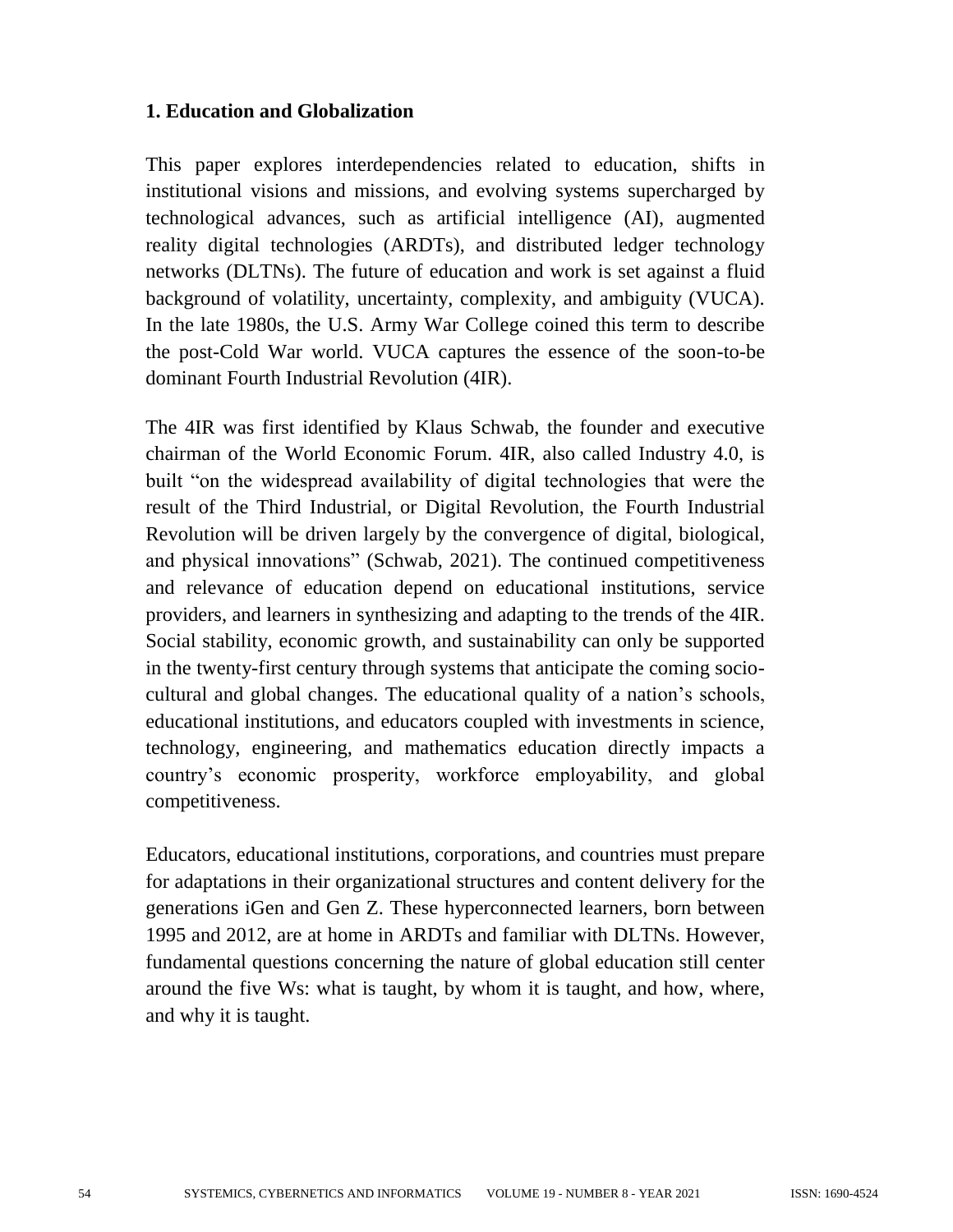## 1. Education and Globalization

This paper explores interdependencies related to education, shifts in institutional visions and missions, and evolving systems supercharged by technological advances, such as artificial intelligence (AI), augmented reality digital technologies (ARDTs), and distributed ledger technology networks (DLTNs). The future of education and work is set against a fluid background of volatility, uncertainty, complexity, and ambiguity (VUCA). In the late 1980s, the U.S. Army War College coined this term to describe the post-Cold War world. VUCA captures the essence of the soon-to-be dominant Fourth Industrial Revolution (4IR).

The 4IR was first identified by Klaus Schwab, the founder and executive chairman of the World Economic Forum. 4IR, also called Industry 4.0, is built "on the widespread availability of digital technologies that were the result of the Third Industrial, or Digital Revolution, the Fourth Industrial Revolution will be driven largely by the convergence of digital, biological, and physical innovations" (Schwab, 2021). The continued competitiveness and relevance of education depend on educational institutions, service providers, and learners in synthesizing and adapting to the trends of the 4IR. Social stability, economic growth, and sustainability can only be supported in the twenty-first century through systems that anticipate the coming socio-cultural and global changes. The educational quality of a nation's schools, educational institutions, and educators coupled with investments in science, technology, engineering, and mathematics education directly impacts a country's economic prosperity, workforce employability, and global competitiveness.

Educators, educational institutions, corporations, and countries must prepare for adaptations in their organizational structures and content delivery for the generations iGen and Gen Z. These hyperconnected learners, born between 1995 and 2012, are at home in ARDTs and familiar with DLTNs. However, fundamental questions concerning the nature of global education still center around the five Ws: what is taught, by whom it is taught, and how, where, and why it is taught.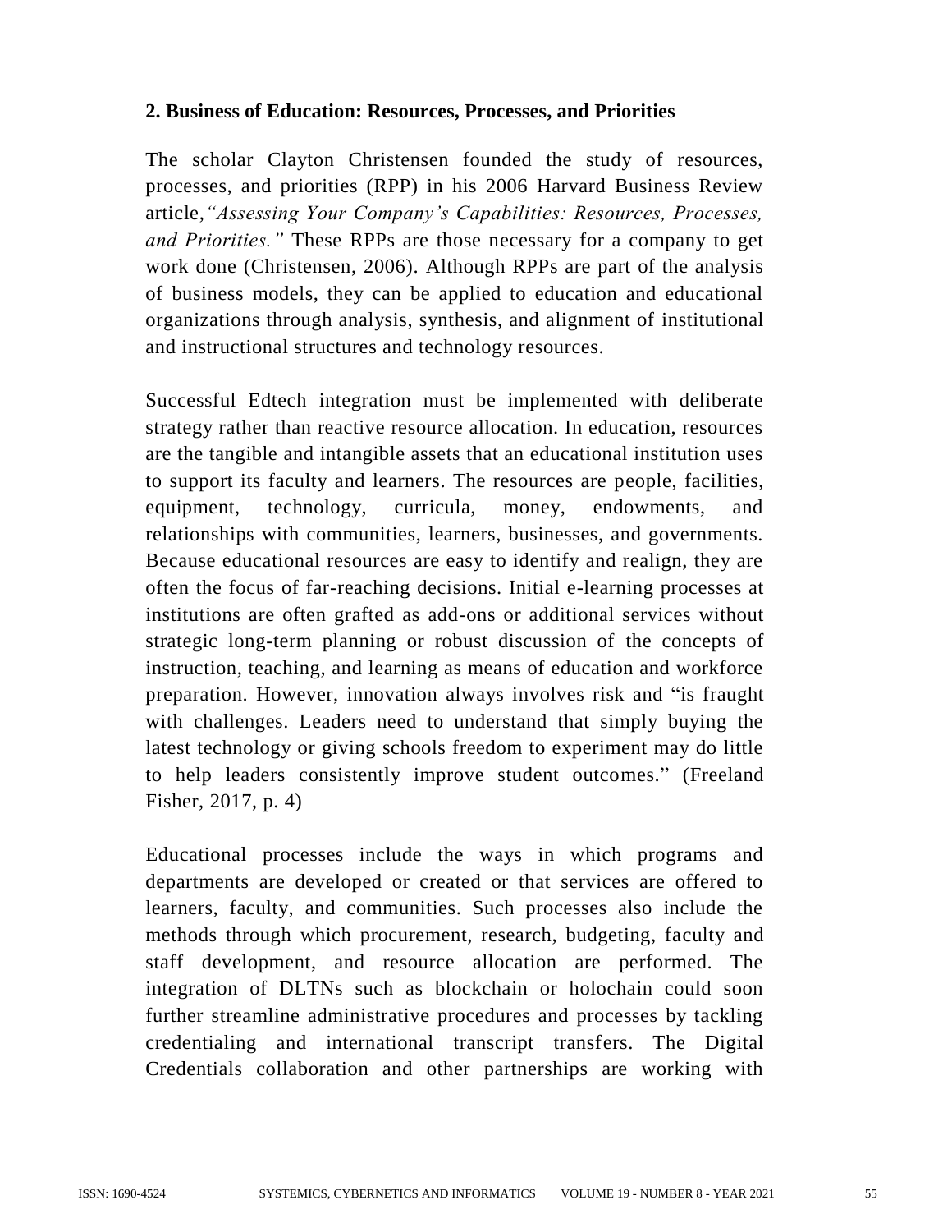## 2. Business of Education: Resources, Processes, and Priorities

The scholar Clayton Christensen founded the study of resources, processes, and priorities (RPP) in his 2006 Harvard Business Review article, *"Assessing Your Company's Capabilities: Resources, Processes, and Priorities."* These RPPs are those necessary for a company to get work done (Christensen, 2006). Although RPPs are part of the analysis of business models, they can be applied to education and educational organizations through analysis, synthesis, and alignment of institutional and instructional structures and technology resources.

Successful Edtech integration must be implemented with deliberate strategy rather than reactive resource allocation. In education, resources are the tangible and intangible assets that an educational institution uses to support its faculty and learners. The resources are people, facilities, equipment, technology, curricula, money, endowments, and relationships with communities, learners, businesses, and governments. Because educational resources are easy to identify and realign, they are often the focus of far-reaching decisions. Initial e-learning processes at institutions are often grafted as add-ons or additional services without strategic long-term planning or robust discussion of the concepts of instruction, teaching, and learning as means of education and workforce preparation. However, innovation always involves risk and "is fraught with challenges. Leaders need to understand that simply buying the latest technology or giving schools freedom to experiment may do little to help leaders consistently improve student outcomes." (Freeland Fisher, 2017, p. 4)

Educational processes include the ways in which programs and departments are developed or created or that services are offered to learners, faculty, and communities. Such processes also include the methods through which procurement, research, budgeting, faculty and staff development, and resource allocation are performed. The integration of DLTNs such as blockchain or holochain could soon further streamline administrative procedures and processes by tackling credentialing and international transcript transfers. The Digital Credentials collaboration and other partnerships are working with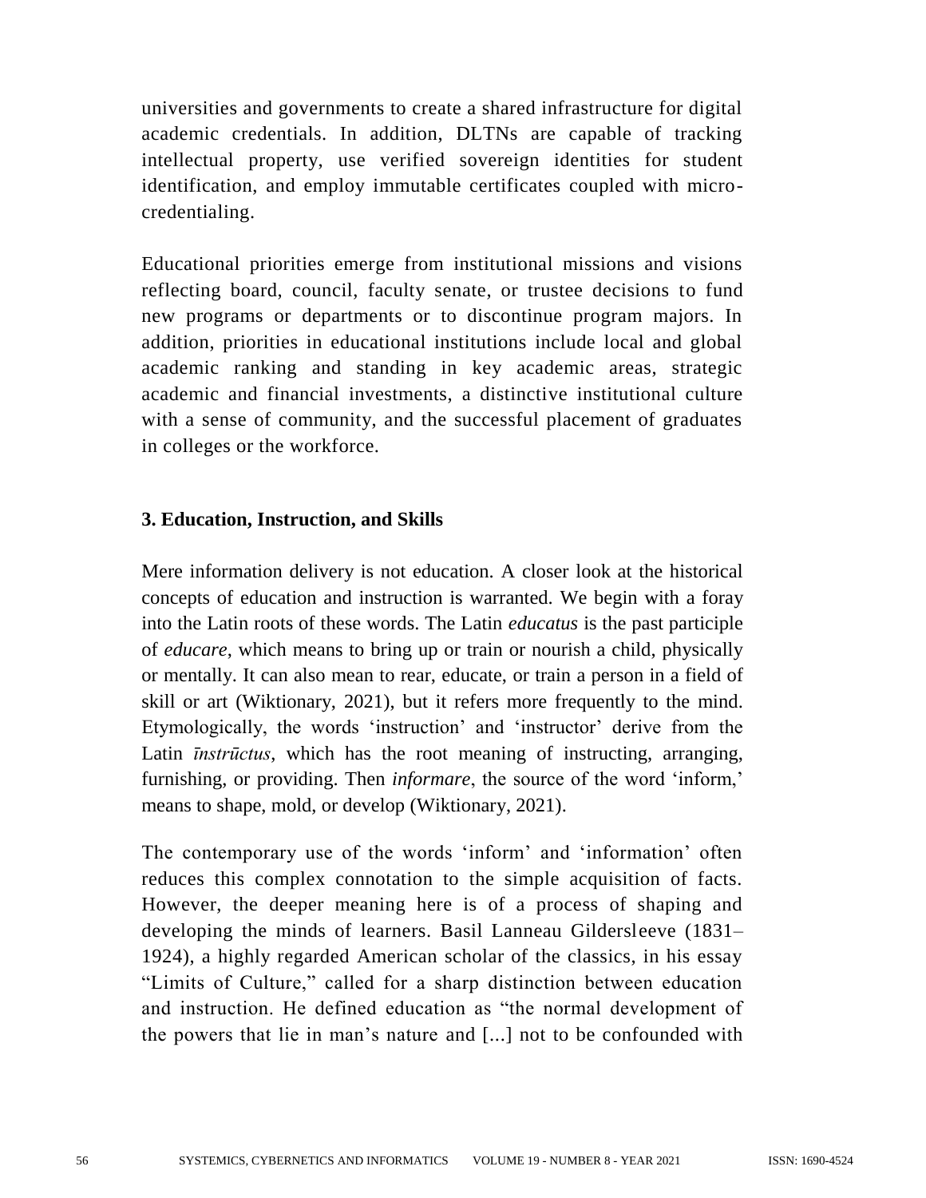universities and governments to create a shared infrastructure for digital academic credentials. In addition, DLTNs are capable of tracking intellectual property, use verified sovereign identities for student identification, and employ immutable certificates coupled with micro-credentialing.

Educational priorities emerge from institutional missions and visions reflecting board, council, faculty senate, or trustee decisions to fund new programs or departments or to discontinue program majors. In addition, priorities in educational institutions include local and global academic ranking and standing in key academic areas, strategic academic and financial investments, a distinctive institutional culture with a sense of community, and the successful placement of graduates in colleges or the workforce.

## 3. Education, Instruction, and Skills

Mere information delivery is not education. A closer look at the historical concepts of education and instruction is warranted. We begin with a foray into the Latin roots of these words. The Latin *educatus* is the past participle of *educare*, which means to bring up or train or nourish a child, physically or mentally. It can also mean to rear, educate, or train a person in a field of skill or art (Wiktionary, 2021), but it refers more frequently to the mind. Etymologically, the words 'instruction' and 'instructor' derive from the Latin *īnstrūctus*, which has the root meaning of instructing, arranging, furnishing, or providing. Then *informare*, the source of the word 'inform,' means to shape, mold, or develop (Wiktionary, 2021).

The contemporary use of the words 'inform' and 'information' often reduces this complex connotation to the simple acquisition of facts. However, the deeper meaning here is of a process of shaping and developing the minds of learners. Basil Lanneau Gildersleeve (1831–1924), a highly regarded American scholar of the classics, in his essay "Limits of Culture," called for a sharp distinction between education and instruction. He defined education as "the normal development of the powers that lie in man's nature and [...] not to be confounded with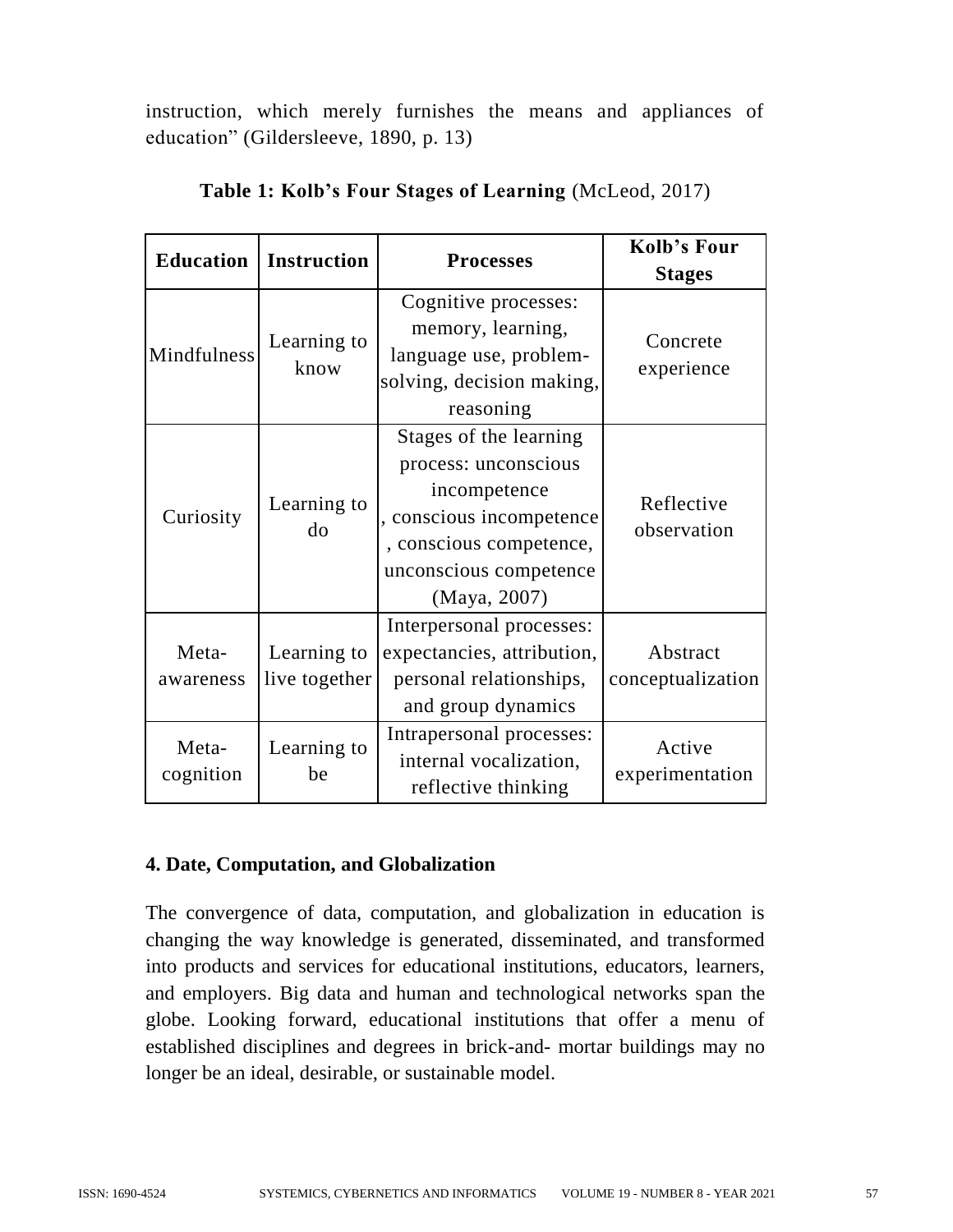instruction, which merely furnishes the means and appliances of education" (Gildersleeve, 1890, p. 13)

**Table 1: Kolb's Four Stages of Learning** (McLeod, 2017)

| Education | Instruction | Processes | Kolb's Four Stages |
|---|---|---|---|
| Mindfulness | Learning to know | Cognitive processes: memory, learning, language use, problem-solving, decision making, reasoning | Concrete experience |
| Curiosity | Learning to do | Stages of the learning process: unconscious incompetence , conscious incompetence , conscious competence, unconscious competence (Maya, 2007) | Reflective observation |
| Meta-awareness | Learning to live together | Interpersonal processes: expectancies, attribution, personal relationships, and group dynamics | Abstract conceptualization |
| Meta-cognition | Learning to be | Intrapersonal processes: internal vocalization, reflective thinking | Active experimentation |

## 4. Date, Computation, and Globalization

The convergence of data, computation, and globalization in education is changing the way knowledge is generated, disseminated, and transformed into products and services for educational institutions, educators, learners, and employers. Big data and human and technological networks span the globe. Looking forward, educational institutions that offer a menu of established disciplines and degrees in brick-and- mortar buildings may no longer be an ideal, desirable, or sustainable model.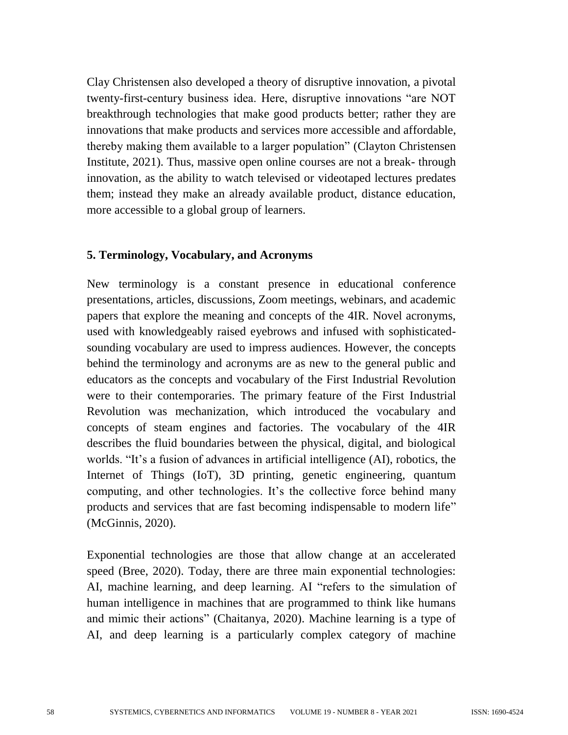Clay Christensen also developed a theory of disruptive innovation, a pivotal twenty-first-century business idea. Here, disruptive innovations "are NOT breakthrough technologies that make good products better; rather they are innovations that make products and services more accessible and affordable, thereby making them available to a larger population" (Clayton Christensen Institute, 2021). Thus, massive open online courses are not a break- through innovation, as the ability to watch televised or videotaped lectures predates them; instead they make an already available product, distance education, more accessible to a global group of learners.

## 5. Terminology, Vocabulary, and Acronyms

New terminology is a constant presence in educational conference presentations, articles, discussions, Zoom meetings, webinars, and academic papers that explore the meaning and concepts of the 4IR. Novel acronyms, used with knowledgeably raised eyebrows and infused with sophisticated-sounding vocabulary are used to impress audiences. However, the concepts behind the terminology and acronyms are as new to the general public and educators as the concepts and vocabulary of the First Industrial Revolution were to their contemporaries. The primary feature of the First Industrial Revolution was mechanization, which introduced the vocabulary and concepts of steam engines and factories. The vocabulary of the 4IR describes the fluid boundaries between the physical, digital, and biological worlds. "It's a fusion of advances in artificial intelligence (AI), robotics, the Internet of Things (IoT), 3D printing, genetic engineering, quantum computing, and other technologies. It's the collective force behind many products and services that are fast becoming indispensable to modern life" (McGinnis, 2020).

Exponential technologies are those that allow change at an accelerated speed (Bree, 2020). Today, there are three main exponential technologies: AI, machine learning, and deep learning. AI "refers to the simulation of human intelligence in machines that are programmed to think like humans and mimic their actions" (Chaitanya, 2020). Machine learning is a type of AI, and deep learning is a particularly complex category of machine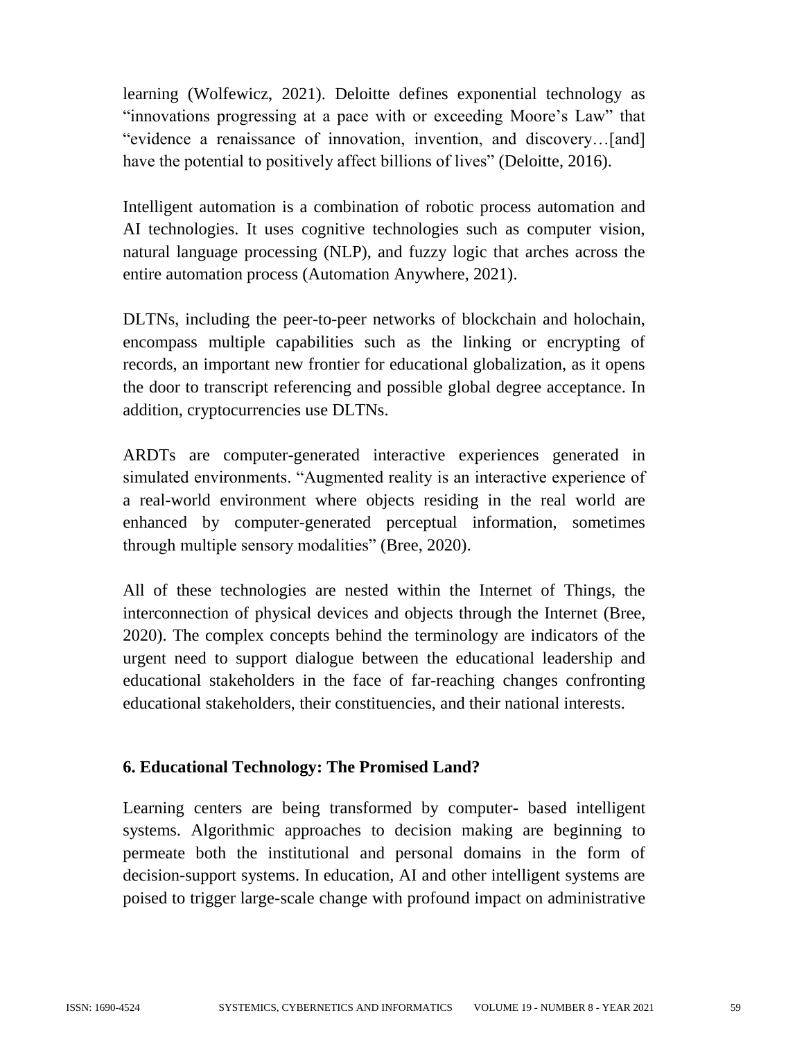learning (Wolfewicz, 2021). Deloitte defines exponential technology as "innovations progressing at a pace with or exceeding Moore's Law" that "evidence a renaissance of innovation, invention, and discovery…[and] have the potential to positively affect billions of lives" (Deloitte, 2016).

Intelligent automation is a combination of robotic process automation and AI technologies. It uses cognitive technologies such as computer vision, natural language processing (NLP), and fuzzy logic that arches across the entire automation process (Automation Anywhere, 2021).

DLTNs, including the peer-to-peer networks of blockchain and holochain, encompass multiple capabilities such as the linking or encrypting of records, an important new frontier for educational globalization, as it opens the door to transcript referencing and possible global degree acceptance. In addition, cryptocurrencies use DLTNs.

ARDTs are computer-generated interactive experiences generated in simulated environments. "Augmented reality is an interactive experience of a real-world environment where objects residing in the real world are enhanced by computer-generated perceptual information, sometimes through multiple sensory modalities" (Bree, 2020).

All of these technologies are nested within the Internet of Things, the interconnection of physical devices and objects through the Internet (Bree, 2020). The complex concepts behind the terminology are indicators of the urgent need to support dialogue between the educational leadership and educational stakeholders in the face of far-reaching changes confronting educational stakeholders, their constituencies, and their national interests.

## 6. Educational Technology: The Promised Land?

Learning centers are being transformed by computer- based intelligent systems. Algorithmic approaches to decision making are beginning to permeate both the institutional and personal domains in the form of decision-support systems. In education, AI and other intelligent systems are poised to trigger large-scale change with profound impact on administrative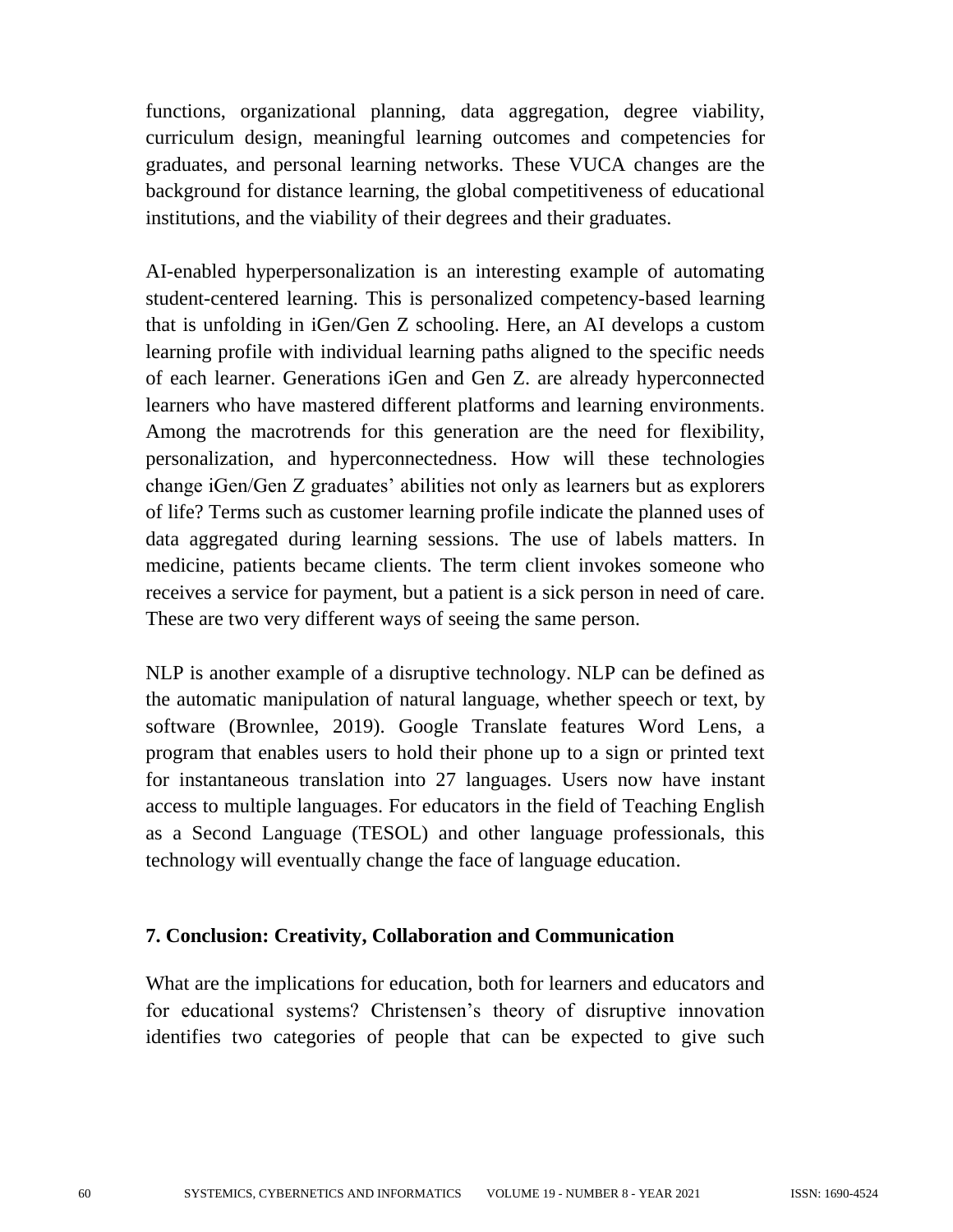functions, organizational planning, data aggregation, degree viability, curriculum design, meaningful learning outcomes and competencies for graduates, and personal learning networks. These VUCA changes are the background for distance learning, the global competitiveness of educational institutions, and the viability of their degrees and their graduates.

AI-enabled hyperpersonalization is an interesting example of automating student-centered learning. This is personalized competency-based learning that is unfolding in iGen/Gen Z schooling. Here, an AI develops a custom learning profile with individual learning paths aligned to the specific needs of each learner. Generations iGen and Gen Z. are already hyperconnected learners who have mastered different platforms and learning environments. Among the macrotrends for this generation are the need for flexibility, personalization, and hyperconnectedness. How will these technologies change iGen/Gen Z graduates' abilities not only as learners but as explorers of life? Terms such as customer learning profile indicate the planned uses of data aggregated during learning sessions. The use of labels matters. In medicine, patients became clients. The term client invokes someone who receives a service for payment, but a patient is a sick person in need of care. These are two very different ways of seeing the same person.

NLP is another example of a disruptive technology. NLP can be defined as the automatic manipulation of natural language, whether speech or text, by software (Brownlee, 2019). Google Translate features Word Lens, a program that enables users to hold their phone up to a sign or printed text for instantaneous translation into 27 languages. Users now have instant access to multiple languages. For educators in the field of Teaching English as a Second Language (TESOL) and other language professionals, this technology will eventually change the face of language education.

## 7. Conclusion: Creativity, Collaboration and Communication

What are the implications for education, both for learners and educators and for educational systems? Christensen's theory of disruptive innovation identifies two categories of people that can be expected to give such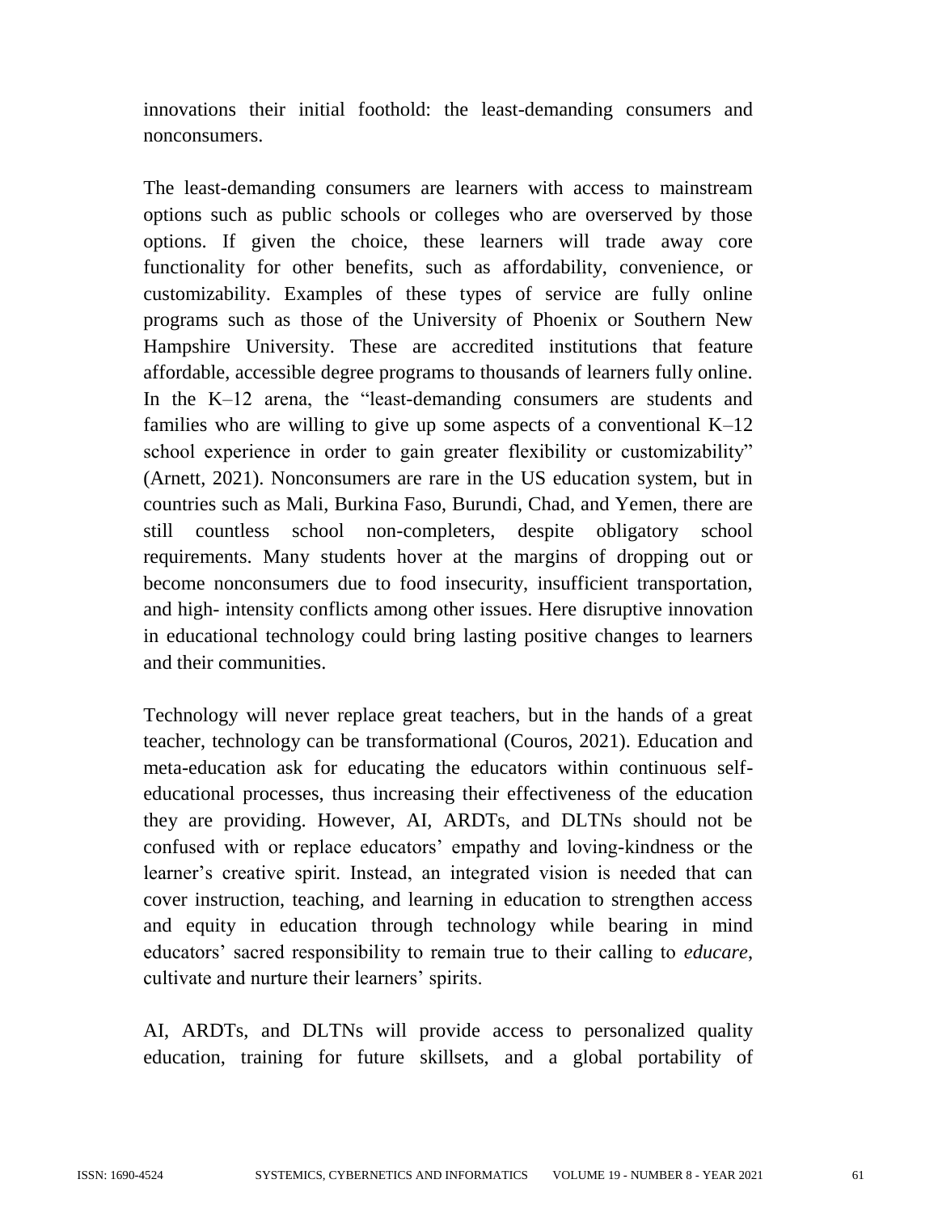innovations their initial foothold: the least-demanding consumers and nonconsumers.

The least-demanding consumers are learners with access to mainstream options such as public schools or colleges who are overserved by those options. If given the choice, these learners will trade away core functionality for other benefits, such as affordability, convenience, or customizability. Examples of these types of service are fully online programs such as those of the University of Phoenix or Southern New Hampshire University. These are accredited institutions that feature affordable, accessible degree programs to thousands of learners fully online. In the K–12 arena, the "least-demanding consumers are students and families who are willing to give up some aspects of a conventional K–12 school experience in order to gain greater flexibility or customizability" (Arnett, 2021). Nonconsumers are rare in the US education system, but in countries such as Mali, Burkina Faso, Burundi, Chad, and Yemen, there are still countless school non-completers, despite obligatory school requirements. Many students hover at the margins of dropping out or become nonconsumers due to food insecurity, insufficient transportation, and high- intensity conflicts among other issues. Here disruptive innovation in educational technology could bring lasting positive changes to learners and their communities.

Technology will never replace great teachers, but in the hands of a great teacher, technology can be transformational (Couros, 2021). Education and meta-education ask for educating the educators within continuous self-educational processes, thus increasing their effectiveness of the education they are providing. However, AI, ARDTs, and DLTNs should not be confused with or replace educators' empathy and loving-kindness or the learner's creative spirit. Instead, an integrated vision is needed that can cover instruction, teaching, and learning in education to strengthen access and equity in education through technology while bearing in mind educators' sacred responsibility to remain true to their calling to *educare*, cultivate and nurture their learners' spirits.

AI, ARDTs, and DLTNs will provide access to personalized quality education, training for future skillsets, and a global portability of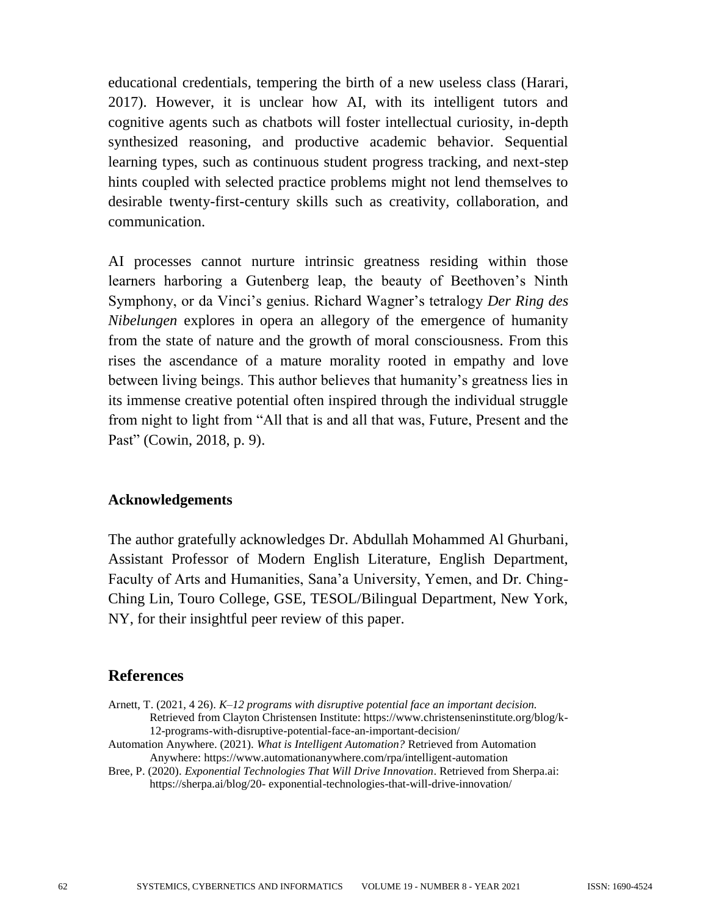educational credentials, tempering the birth of a new useless class (Harari, 2017). However, it is unclear how AI, with its intelligent tutors and cognitive agents such as chatbots will foster intellectual curiosity, in-depth synthesized reasoning, and productive academic behavior. Sequential learning types, such as continuous student progress tracking, and next-step hints coupled with selected practice problems might not lend themselves to desirable twenty-first-century skills such as creativity, collaboration, and communication.

AI processes cannot nurture intrinsic greatness residing within those learners harboring a Gutenberg leap, the beauty of Beethoven's Ninth Symphony, or da Vinci's genius. Richard Wagner's tetralogy *Der Ring des Nibelungen* explores in opera an allegory of the emergence of humanity from the state of nature and the growth of moral consciousness. From this rises the ascendance of a mature morality rooted in empathy and love between living beings. This author believes that humanity's greatness lies in its immense creative potential often inspired through the individual struggle from night to light from "All that is and all that was, Future, Present and the Past" (Cowin, 2018, p. 9).

### Acknowledgements

The author gratefully acknowledges Dr. Abdullah Mohammed Al Ghurbani, Assistant Professor of Modern English Literature, English Department, Faculty of Arts and Humanities, Sana'a University, Yemen, and Dr. Ching-Ching Lin, Touro College, GSE, TESOL/Bilingual Department, New York, NY, for their insightful peer review of this paper.

## References

Arnett, T. (2021, 4 26). *K–12 programs with disruptive potential face an important decision.* Retrieved from Clayton Christensen Institute: https://www.christenseninstitute.org/blog/k-12-programs-with-disruptive-potential-face-an-important-decision/

Automation Anywhere. (2021). *What is Intelligent Automation?* Retrieved from Automation Anywhere: https://www.automationanywhere.com/rpa/intelligent-automation

Bree, P. (2020). *Exponential Technologies That Will Drive Innovation*. Retrieved from Sherpa.ai: https://sherpa.ai/blog/20- exponential-technologies-that-will-drive-innovation/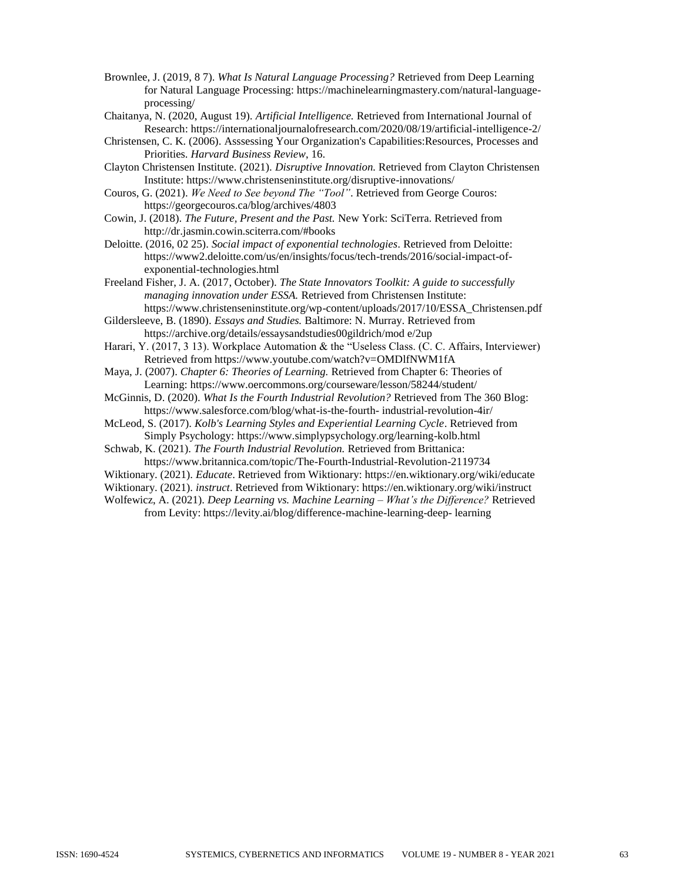Brownlee, J. (2019, 8 7). *What Is Natural Language Processing?* Retrieved from Deep Learning for Natural Language Processing: https://machinelearningmastery.com/natural-language-processing/

Chaitanya, N. (2020, August 19). *Artificial Intelligence.* Retrieved from International Journal of Research: https://internationaljournalofresearch.com/2020/08/19/artificial-intelligence-2/

Christensen, C. K. (2006). Asssessing Your Organization's Capabilities:Resources, Processes and Priorities. *Harvard Business Review*, 16.

Clayton Christensen Institute. (2021). *Disruptive Innovation.* Retrieved from Clayton Christensen Institute: https://www.christenseninstitute.org/disruptive-innovations/

Couros, G. (2021). *We Need to See beyond The "Tool"*. Retrieved from George Couros: https://georgecouros.ca/blog/archives/4803

Cowin, J. (2018). *The Future, Present and the Past.* New York: SciTerra. Retrieved from http://dr.jasmin.cowin.sciterra.com/#books

Deloitte. (2016, 02 25). *Social impact of exponential technologies*. Retrieved from Deloitte: https://www2.deloitte.com/us/en/insights/focus/tech-trends/2016/social-impact-of-exponential-technologies.html

Freeland Fisher, J. A. (2017, October). *The State Innovators Toolkit: A guide to successfully managing innovation under ESSA.* Retrieved from Christensen Institute: https://www.christenseninstitute.org/wp-content/uploads/2017/10/ESSA_Christensen.pdf

Gildersleeve, B. (1890). *Essays and Studies.* Baltimore: N. Murray. Retrieved from https://archive.org/details/essaysandstudies00gildrich/mod e/2up

Harari, Y. (2017, 3 13). Workplace Automation & the "Useless Class. (C. C. Affairs, Interviewer) Retrieved from https://www.youtube.com/watch?v=OMDlfNWM1fA

Maya, J. (2007). *Chapter 6: Theories of Learning.* Retrieved from Chapter 6: Theories of Learning: https://www.oercommons.org/courseware/lesson/58244/student/

McGinnis, D. (2020). *What Is the Fourth Industrial Revolution?* Retrieved from The 360 Blog: https://www.salesforce.com/blog/what-is-the-fourth- industrial-revolution-4ir/

McLeod, S. (2017). *Kolb's Learning Styles and Experiential Learning Cycle*. Retrieved from Simply Psychology: https://www.simplypsychology.org/learning-kolb.html

Schwab, K. (2021). *The Fourth Industrial Revolution.* Retrieved from Brittanica: https://www.britannica.com/topic/The-Fourth-Industrial-Revolution-2119734

Wiktionary. (2021). *Educate*. Retrieved from Wiktionary: https://en.wiktionary.org/wiki/educate

Wiktionary. (2021). *instruct*. Retrieved from Wiktionary: https://en.wiktionary.org/wiki/instruct

Wolfewicz, A. (2021). *Deep Learning vs. Machine Learning – What's the Difference?* Retrieved from Levity: https://levity.ai/blog/difference-machine-learning-deep- learning